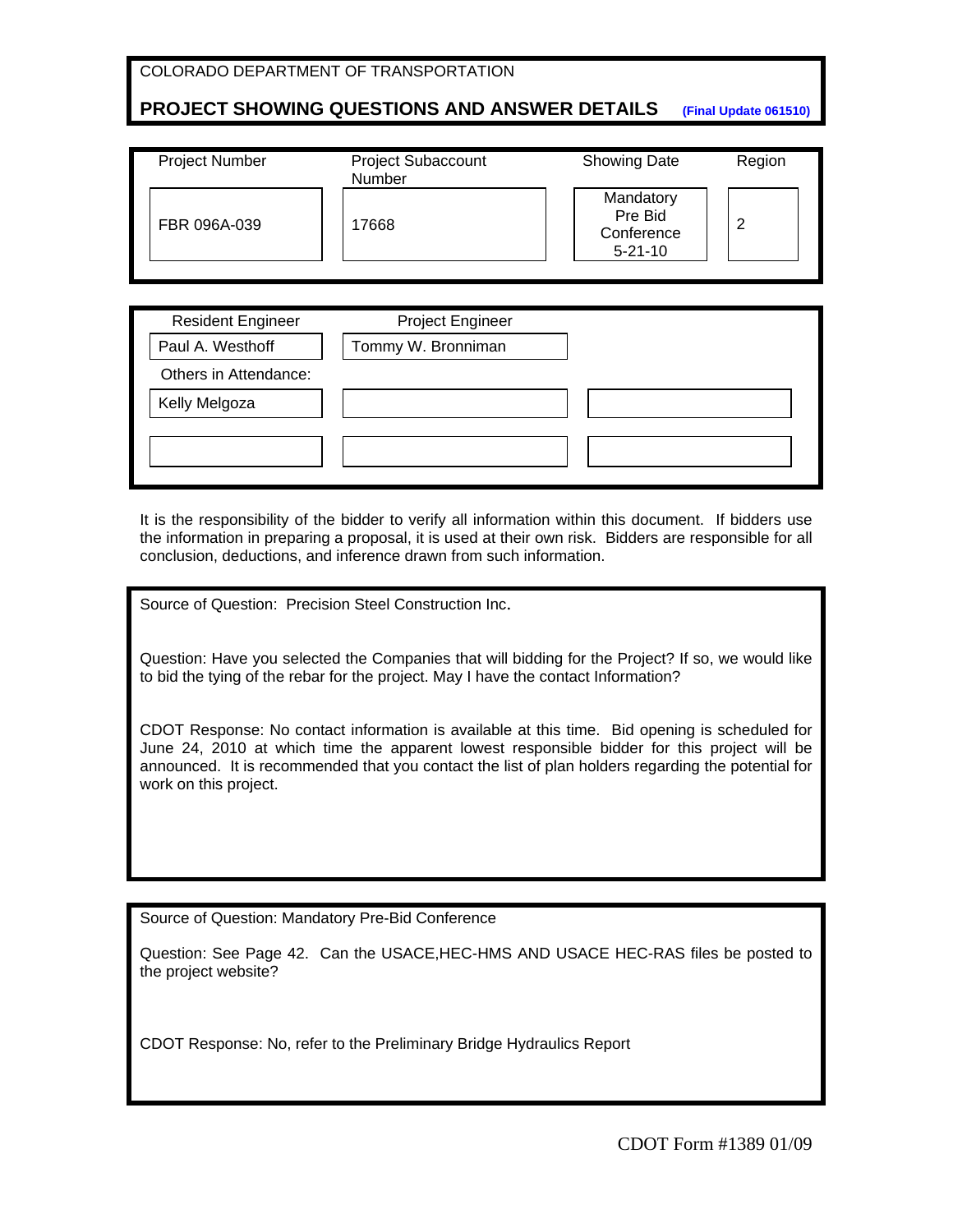COLORADO DEPARTMENT OF TRANSPORTATION

# PROJECT SHOWING QUESTIONS AND ANSWER DETAILS

**(Final Update 061510)**

| Project Number | Project Subaccount Number | Showing Date | Region |
|---|---|---|---|
| FBR 096A-039 | 17668 | Mandatory Pre Bid Conference 5-21-10 | 2 |

| Resident Engineer | Project Engineer | |
|---|---|---|
| Paul A. Westhoff | Tommy W. Bronniman | |
| Others in Attendance: | | |
| Kelly Melgoza | | |
| | | |

It is the responsibility of the bidder to verify all information within this document. If bidders use the information in preparing a proposal, it is used at their own risk. Bidders are responsible for all conclusion, deductions, and inference drawn from such information.

---

Source of Question: Precision Steel Construction Inc.

Question: Have you selected the Companies that will bidding for the Project? If so, we would like to bid the tying of the rebar for the project. May I have the contact Information?

CDOT Response: No contact information is available at this time. Bid opening is scheduled for June 24, 2010 at which time the apparent lowest responsible bidder for this project will be announced. It is recommended that you contact the list of plan holders regarding the potential for work on this project.

---

Source of Question: Mandatory Pre-Bid Conference

Question: See Page 42. Can the USACE,HEC-HMS AND USACE HEC-RAS files be posted to the project website?

CDOT Response: No, refer to the Preliminary Bridge Hydraulics Report

---

CDOT Form #1389 01/09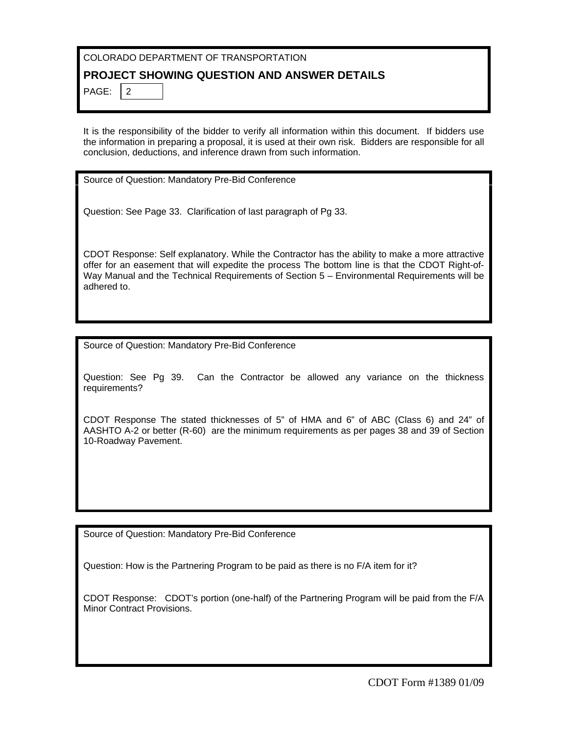COLORADO DEPARTMENT OF TRANSPORTATION

## PROJECT SHOWING QUESTION AND ANSWER DETAILS

It is the responsibility of the bidder to verify all information within this document. If bidders use the information in preparing a proposal, it is used at their own risk. Bidders are responsible for all conclusion, deductions, and inference drawn from such information.

---

Source of Question: Mandatory Pre-Bid Conference

Question: See Page 33. Clarification of last paragraph of Pg 33.

CDOT Response: Self explanatory. While the Contractor has the ability to make a more attractive offer for an easement that will expedite the process The bottom line is that the CDOT Right-of-Way Manual and the Technical Requirements of Section 5 – Environmental Requirements will be adhered to.

---

Source of Question: Mandatory Pre-Bid Conference

Question: See Pg 39. Can the Contractor be allowed any variance on the thickness requirements?

CDOT Response The stated thicknesses of 5" of HMA and 6" of ABC (Class 6) and 24" of AASHTO A-2 or better (R-60) are the minimum requirements as per pages 38 and 39 of Section 10-Roadway Pavement.

---

Source of Question: Mandatory Pre-Bid Conference

Question: How is the Partnering Program to be paid as there is no F/A item for it?

CDOT Response: CDOT's portion (one-half) of the Partnering Program will be paid from the F/A Minor Contract Provisions.

CDOT Form #1389 01/09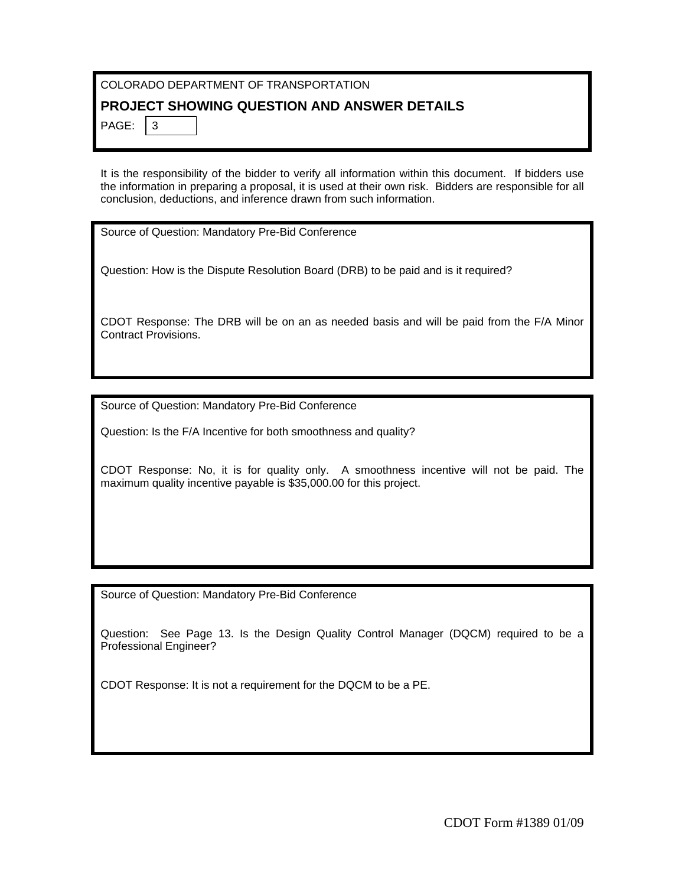COLORADO DEPARTMENT OF TRANSPORTATION

## PROJECT SHOWING QUESTION AND ANSWER DETAILS

PAGE: 3

It is the responsibility of the bidder to verify all information within this document. If bidders use the information in preparing a proposal, it is used at their own risk. Bidders are responsible for all conclusion, deductions, and inference drawn from such information.

---

Source of Question: Mandatory Pre-Bid Conference

Question: How is the Dispute Resolution Board (DRB) to be paid and is it required?

CDOT Response: The DRB will be on an as needed basis and will be paid from the F/A Minor Contract Provisions.

---

Source of Question: Mandatory Pre-Bid Conference

Question: Is the F/A Incentive for both smoothness and quality?

CDOT Response: No, it is for quality only. A smoothness incentive will not be paid. The maximum quality incentive payable is $35,000.00 for this project.

---

Source of Question: Mandatory Pre-Bid Conference

Question: See Page 13. Is the Design Quality Control Manager (DQCM) required to be a Professional Engineer?

CDOT Response: It is not a requirement for the DQCM to be a PE.

---

CDOT Form #1389 01/09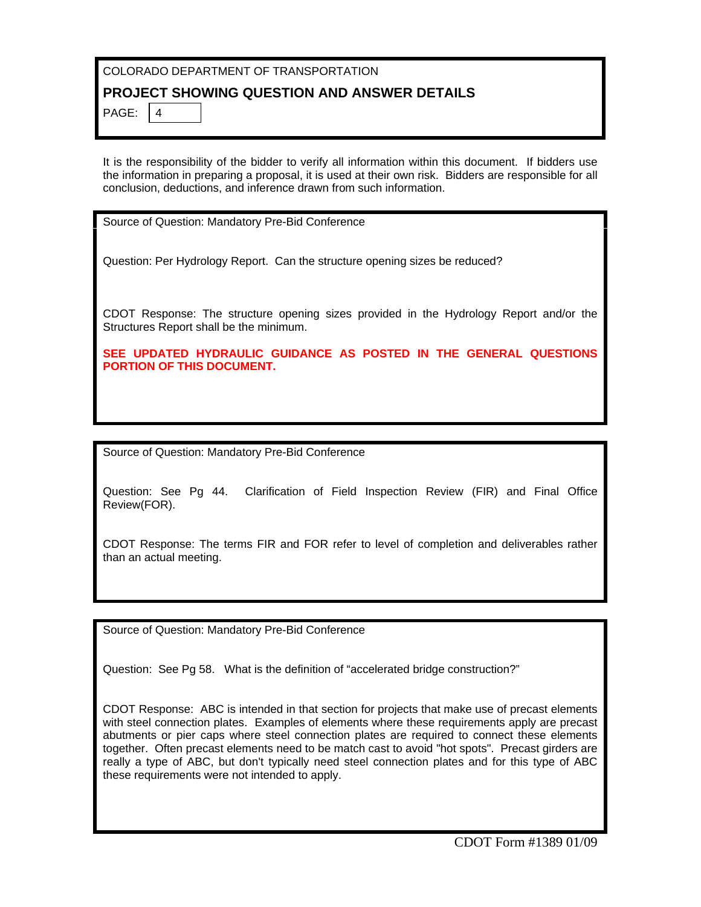COLORADO DEPARTMENT OF TRANSPORTATION

**PROJECT SHOWING QUESTION AND ANSWER DETAILS**

PAGE: 4

It is the responsibility of the bidder to verify all information within this document. If bidders use the information in preparing a proposal, it is used at their own risk. Bidders are responsible for all conclusion, deductions, and inference drawn from such information.

---

Source of Question: Mandatory Pre-Bid Conference

Question: Per Hydrology Report. Can the structure opening sizes be reduced?

CDOT Response: The structure opening sizes provided in the Hydrology Report and/or the Structures Report shall be the minimum.

**SEE UPDATED HYDRAULIC GUIDANCE AS POSTED IN THE GENERAL QUESTIONS PORTION OF THIS DOCUMENT.**

---

Source of Question: Mandatory Pre-Bid Conference

Question: See Pg 44. Clarification of Field Inspection Review (FIR) and Final Office Review(FOR).

CDOT Response: The terms FIR and FOR refer to level of completion and deliverables rather than an actual meeting.

---

Source of Question: Mandatory Pre-Bid Conference

Question: See Pg 58. What is the definition of "accelerated bridge construction?"

CDOT Response: ABC is intended in that section for projects that make use of precast elements with steel connection plates. Examples of elements where these requirements apply are precast abutments or pier caps where steel connection plates are required to connect these elements together. Often precast elements need to be match cast to avoid "hot spots". Precast girders are really a type of ABC, but don't typically need steel connection plates and for this type of ABC these requirements were not intended to apply.

CDOT Form #1389 01/09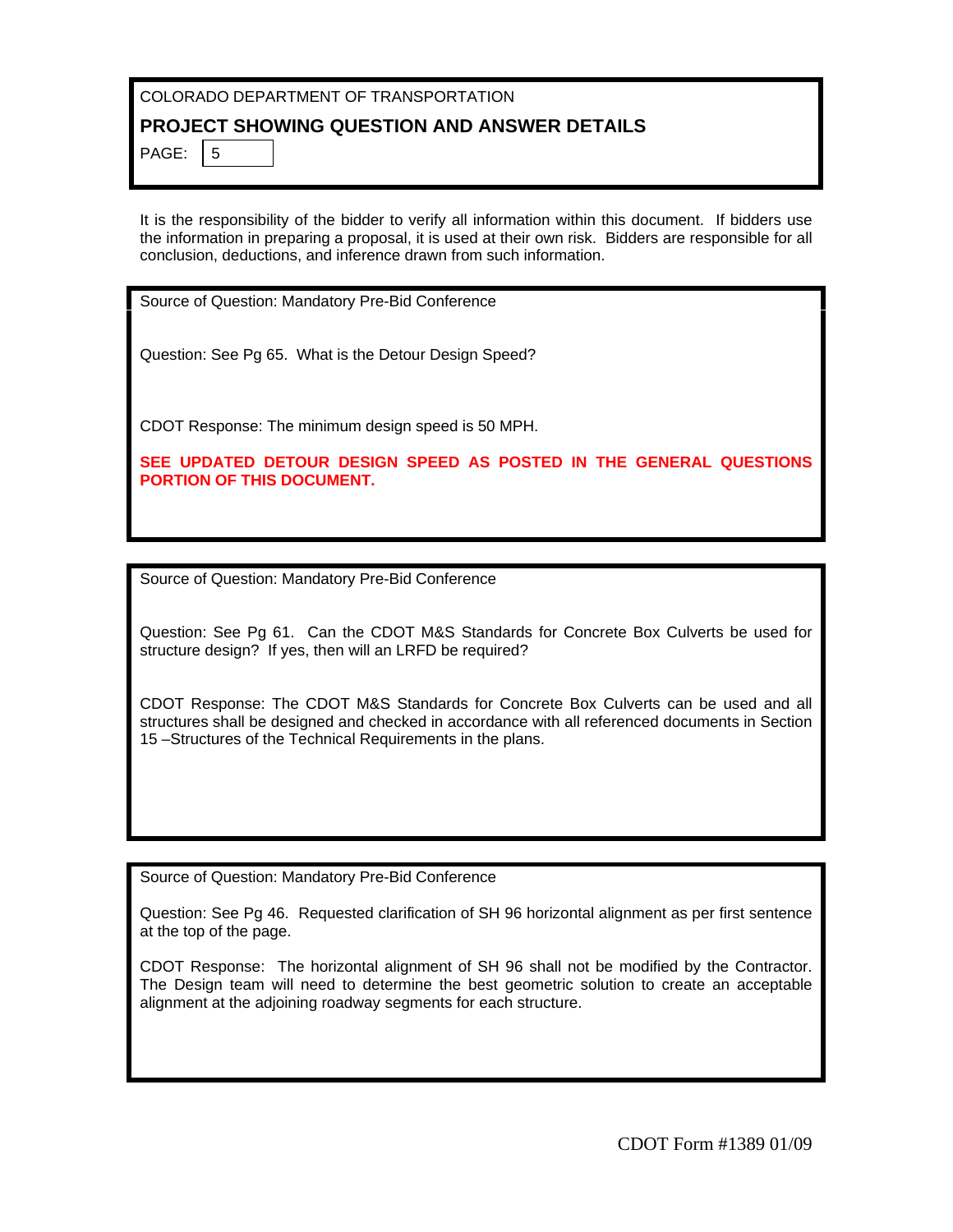COLORADO DEPARTMENT OF TRANSPORTATION

## PROJECT SHOWING QUESTION AND ANSWER DETAILS

PAGE: 5

It is the responsibility of the bidder to verify all information within this document. If bidders use the information in preparing a proposal, it is used at their own risk. Bidders are responsible for all conclusion, deductions, and inference drawn from such information.

---

Source of Question: Mandatory Pre-Bid Conference

Question: See Pg 65. What is the Detour Design Speed?

CDOT Response: The minimum design speed is 50 MPH.

**SEE UPDATED DETOUR DESIGN SPEED AS POSTED IN THE GENERAL QUESTIONS PORTION OF THIS DOCUMENT.**

---

Source of Question: Mandatory Pre-Bid Conference

Question: See Pg 61. Can the CDOT M&S Standards for Concrete Box Culverts be used for structure design? If yes, then will an LRFD be required?

CDOT Response: The CDOT M&S Standards for Concrete Box Culverts can be used and all structures shall be designed and checked in accordance with all referenced documents in Section 15 –Structures of the Technical Requirements in the plans.

---

Source of Question: Mandatory Pre-Bid Conference

Question: See Pg 46. Requested clarification of SH 96 horizontal alignment as per first sentence at the top of the page.

CDOT Response: The horizontal alignment of SH 96 shall not be modified by the Contractor. The Design team will need to determine the best geometric solution to create an acceptable alignment at the adjoining roadway segments for each structure.

---

CDOT Form #1389 01/09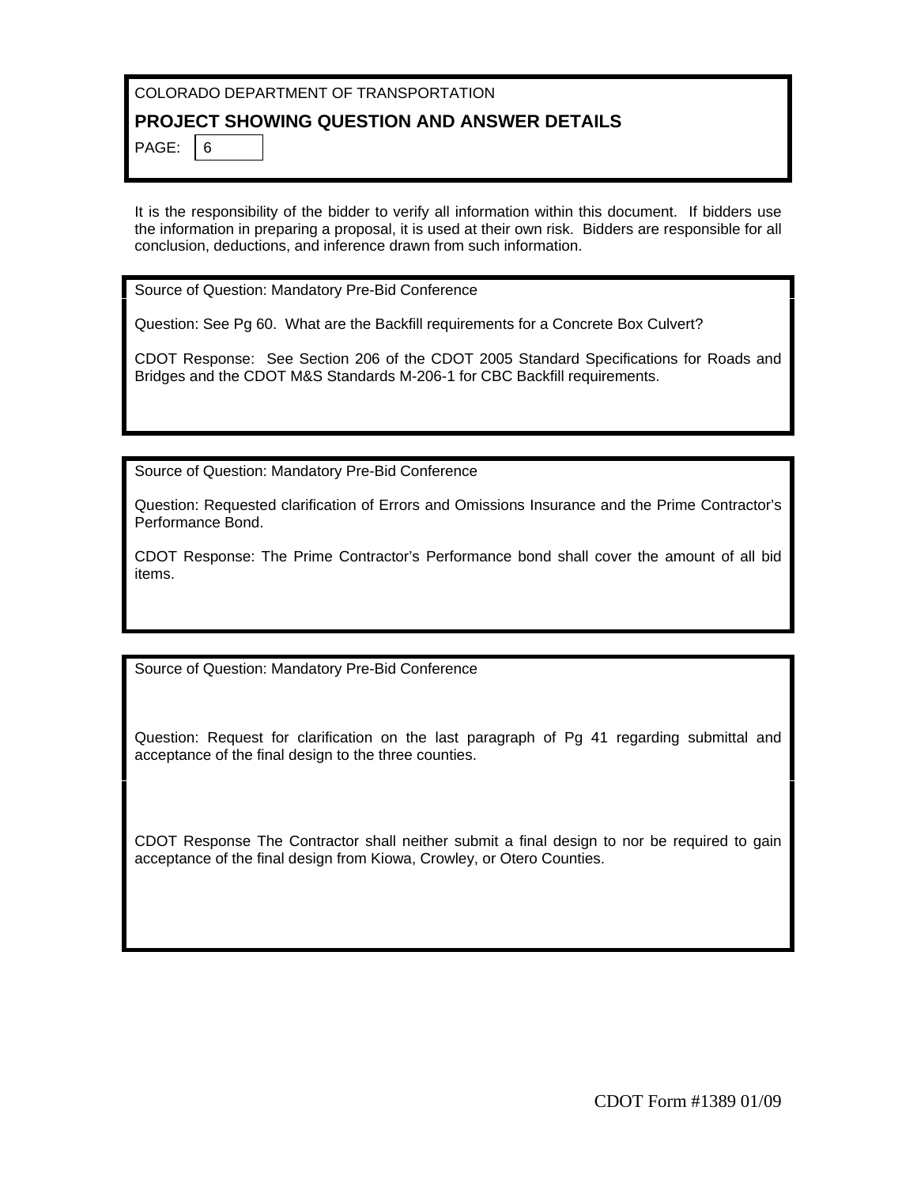COLORADO DEPARTMENT OF TRANSPORTATION

## PROJECT SHOWING QUESTION AND ANSWER DETAILS

PAGE: 6

It is the responsibility of the bidder to verify all information within this document. If bidders use the information in preparing a proposal, it is used at their own risk. Bidders are responsible for all conclusion, deductions, and inference drawn from such information.

---

Source of Question: Mandatory Pre-Bid Conference

Question: See Pg 60. What are the Backfill requirements for a Concrete Box Culvert?

CDOT Response: See Section 206 of the CDOT 2005 Standard Specifications for Roads and Bridges and the CDOT M&S Standards M-206-1 for CBC Backfill requirements.

---

Source of Question: Mandatory Pre-Bid Conference

Question: Requested clarification of Errors and Omissions Insurance and the Prime Contractor's Performance Bond.

CDOT Response: The Prime Contractor's Performance bond shall cover the amount of all bid items.

---

Source of Question: Mandatory Pre-Bid Conference

Question: Request for clarification on the last paragraph of Pg 41 regarding submittal and acceptance of the final design to the three counties.

CDOT Response The Contractor shall neither submit a final design to nor be required to gain acceptance of the final design from Kiowa, Crowley, or Otero Counties.

CDOT Form #1389 01/09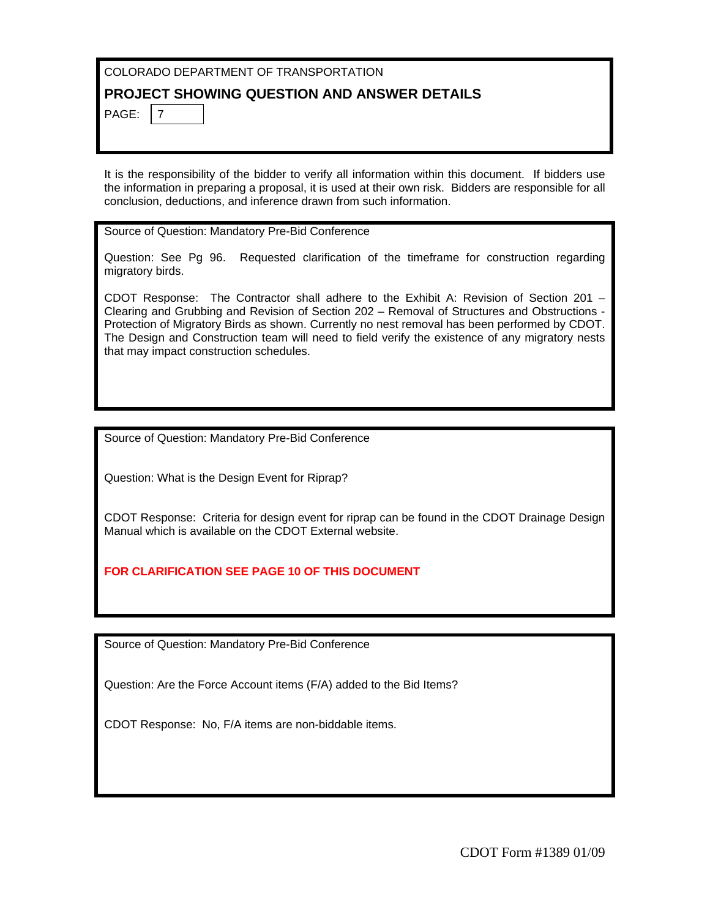COLORADO DEPARTMENT OF TRANSPORTATION

## PROJECT SHOWING QUESTION AND ANSWER DETAILS

PAGE: 7

It is the responsibility of the bidder to verify all information within this document. If bidders use the information in preparing a proposal, it is used at their own risk. Bidders are responsible for all conclusion, deductions, and inference drawn from such information.

---

Source of Question: Mandatory Pre-Bid Conference

Question: See Pg 96. Requested clarification of the timeframe for construction regarding migratory birds.

CDOT Response: The Contractor shall adhere to the Exhibit A: Revision of Section 201 – Clearing and Grubbing and Revision of Section 202 – Removal of Structures and Obstructions - Protection of Migratory Birds as shown. Currently no nest removal has been performed by CDOT. The Design and Construction team will need to field verify the existence of any migratory nests that may impact construction schedules.

---

Source of Question: Mandatory Pre-Bid Conference

Question: What is the Design Event for Riprap?

CDOT Response: Criteria for design event for riprap can be found in the CDOT Drainage Design Manual which is available on the CDOT External website.

**FOR CLARIFICATION SEE PAGE 10 OF THIS DOCUMENT**

---

Source of Question: Mandatory Pre-Bid Conference

Question: Are the Force Account items (F/A) added to the Bid Items?

CDOT Response: No, F/A items are non-biddable items.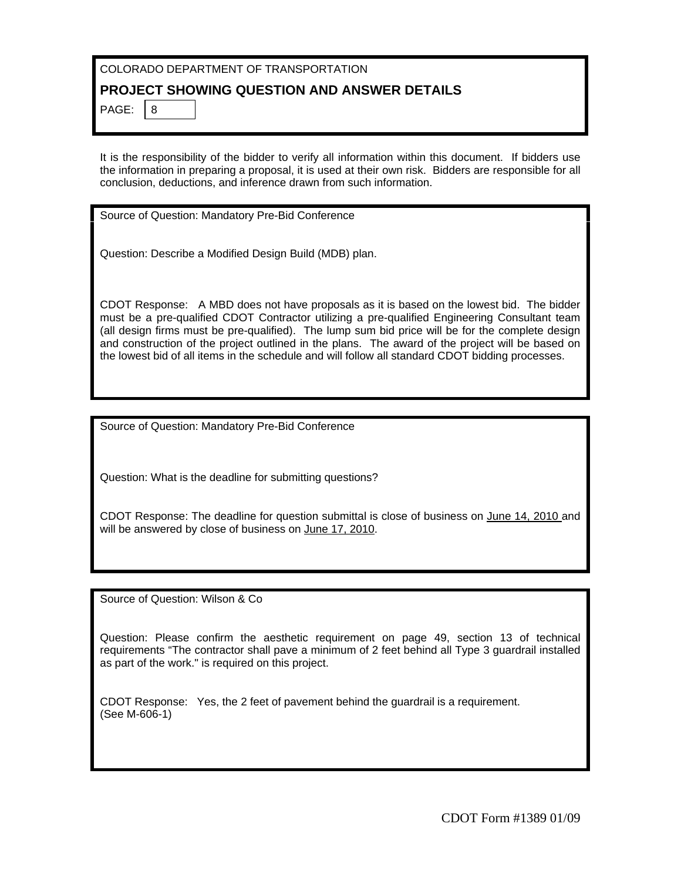COLORADO DEPARTMENT OF TRANSPORTATION

**PROJECT SHOWING QUESTION AND ANSWER DETAILS**

PAGE: 8

It is the responsibility of the bidder to verify all information within this document. If bidders use the information in preparing a proposal, it is used at their own risk. Bidders are responsible for all conclusion, deductions, and inference drawn from such information.

Source of Question: Mandatory Pre-Bid Conference

Question: Describe a Modified Design Build (MDB) plan.

CDOT Response: A MBD does not have proposals as it is based on the lowest bid. The bidder must be a pre-qualified CDOT Contractor utilizing a pre-qualified Engineering Consultant team (all design firms must be pre-qualified). The lump sum bid price will be for the complete design and construction of the project outlined in the plans. The award of the project will be based on the lowest bid of all items in the schedule and will follow all standard CDOT bidding processes.

Source of Question: Mandatory Pre-Bid Conference

Question: What is the deadline for submitting questions?

CDOT Response: The deadline for question submittal is close of business on June 14, 2010 and will be answered by close of business on June 17, 2010.

Source of Question: Wilson & Co

Question: Please confirm the aesthetic requirement on page 49, section 13 of technical requirements "The contractor shall pave a minimum of 2 feet behind all Type 3 guardrail installed as part of the work." is required on this project.

CDOT Response: Yes, the 2 feet of pavement behind the guardrail is a requirement.
(See M-606-1)

CDOT Form #1389 01/09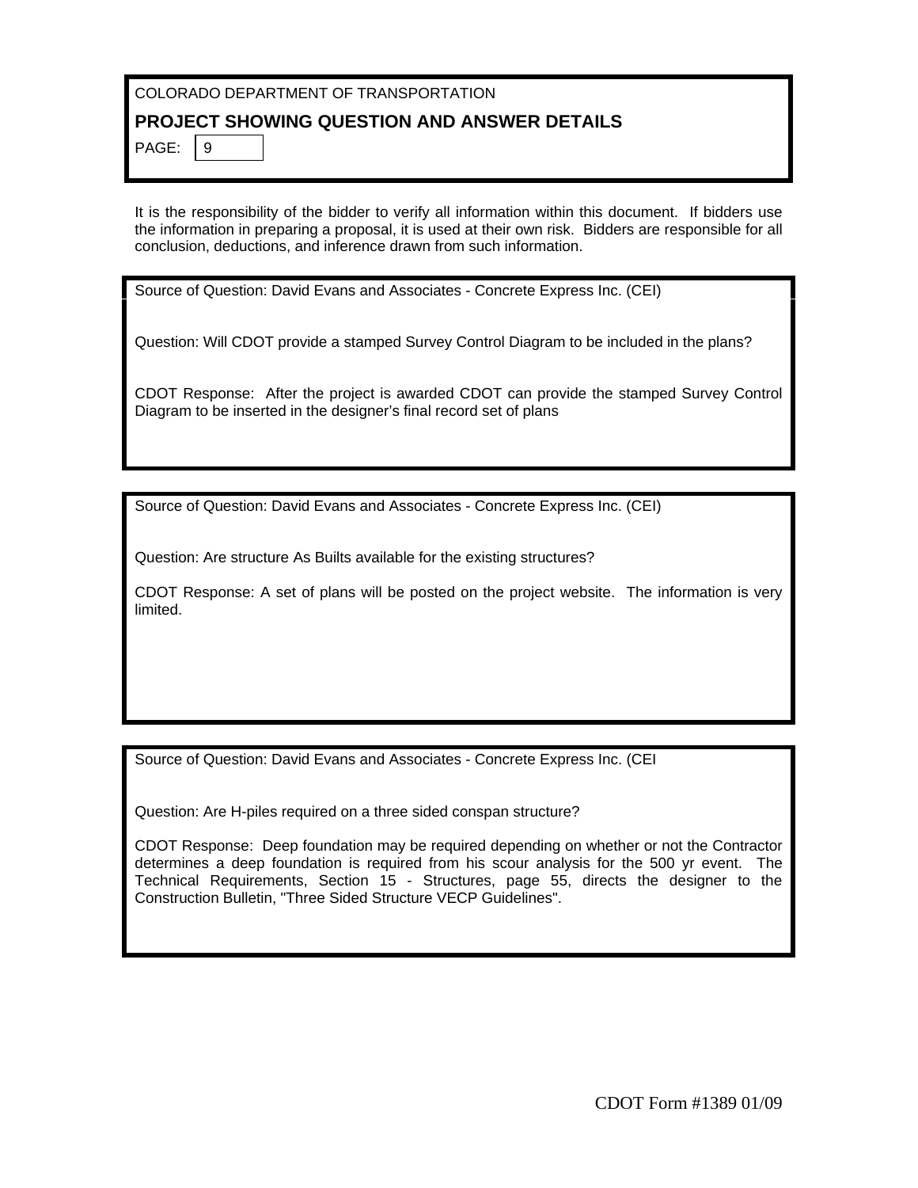COLORADO DEPARTMENT OF TRANSPORTATION

**PROJECT SHOWING QUESTION AND ANSWER DETAILS**

It is the responsibility of the bidder to verify all information within this document. If bidders use the information in preparing a proposal, it is used at their own risk. Bidders are responsible for all conclusion, deductions, and inference drawn from such information.

Source of Question: David Evans and Associates - Concrete Express Inc. (CEI)

Question: Will CDOT provide a stamped Survey Control Diagram to be included in the plans?

CDOT Response: After the project is awarded CDOT can provide the stamped Survey Control Diagram to be inserted in the designer's final record set of plans

Source of Question: David Evans and Associates - Concrete Express Inc. (CEI)

Question: Are structure As Builts available for the existing structures?

CDOT Response: A set of plans will be posted on the project website. The information is very limited.

Source of Question: David Evans and Associates - Concrete Express Inc. (CEI

Question: Are H-piles required on a three sided conspan structure?

CDOT Response: Deep foundation may be required depending on whether or not the Contractor determines a deep foundation is required from his scour analysis for the 500 yr event. The Technical Requirements, Section 15 - Structures, page 55, directs the designer to the Construction Bulletin, "Three Sided Structure VECP Guidelines".

CDOT Form #1389 01/09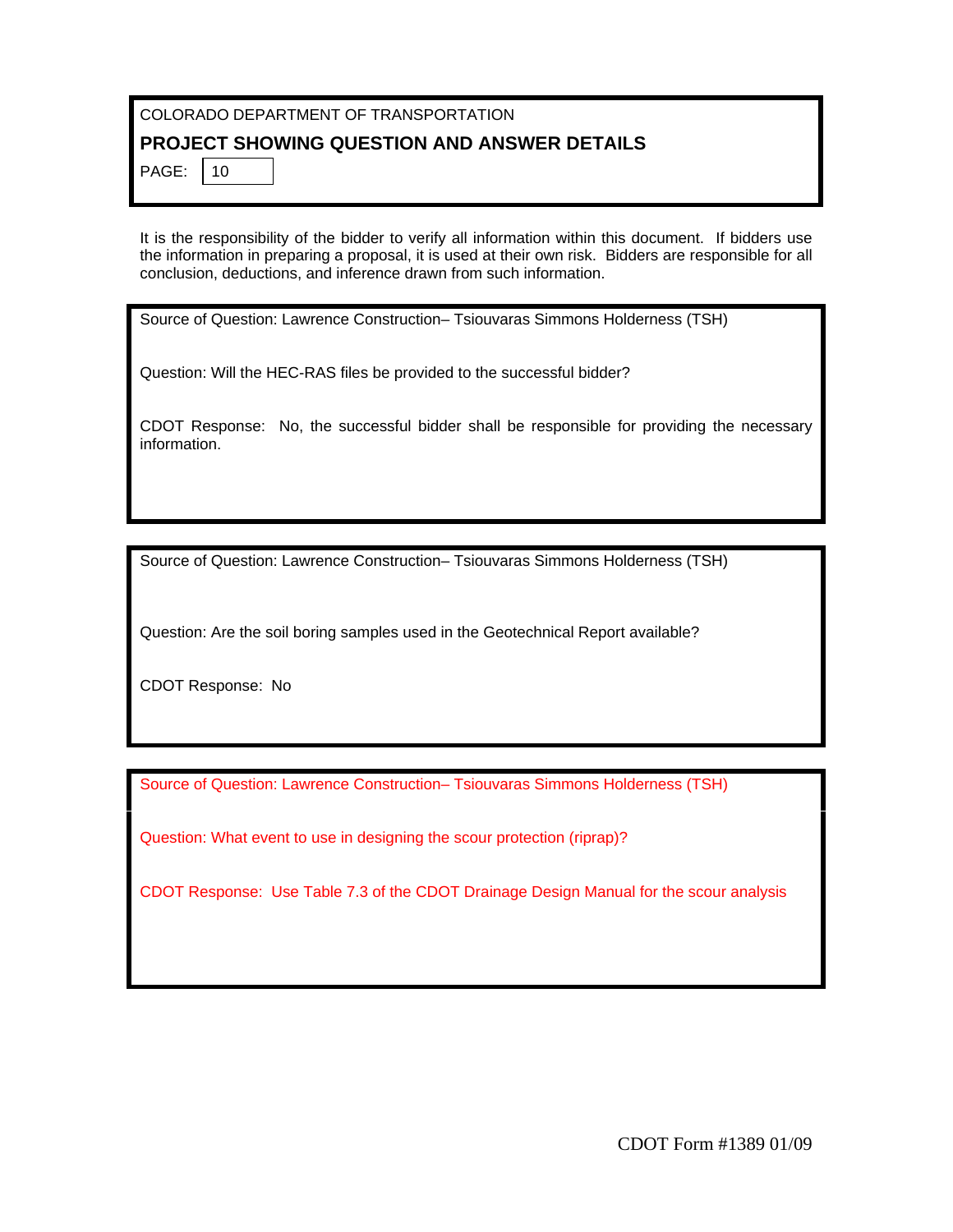COLORADO DEPARTMENT OF TRANSPORTATION

**PROJECT SHOWING QUESTION AND ANSWER DETAILS**

PAGE: 10

It is the responsibility of the bidder to verify all information within this document. If bidders use the information in preparing a proposal, it is used at their own risk. Bidders are responsible for all conclusion, deductions, and inference drawn from such information.

---

Source of Question: Lawrence Construction– Tsiouvaras Simmons Holderness (TSH)

Question: Will the HEC-RAS files be provided to the successful bidder?

CDOT Response: No, the successful bidder shall be responsible for providing the necessary information.

---

Source of Question: Lawrence Construction– Tsiouvaras Simmons Holderness (TSH)

Question: Are the soil boring samples used in the Geotechnical Report available?

CDOT Response: No

---

Source of Question: Lawrence Construction– Tsiouvaras Simmons Holderness (TSH)

Question: What event to use in designing the scour protection (riprap)?

CDOT Response: Use Table 7.3 of the CDOT Drainage Design Manual for the scour analysis

---

CDOT Form #1389 01/09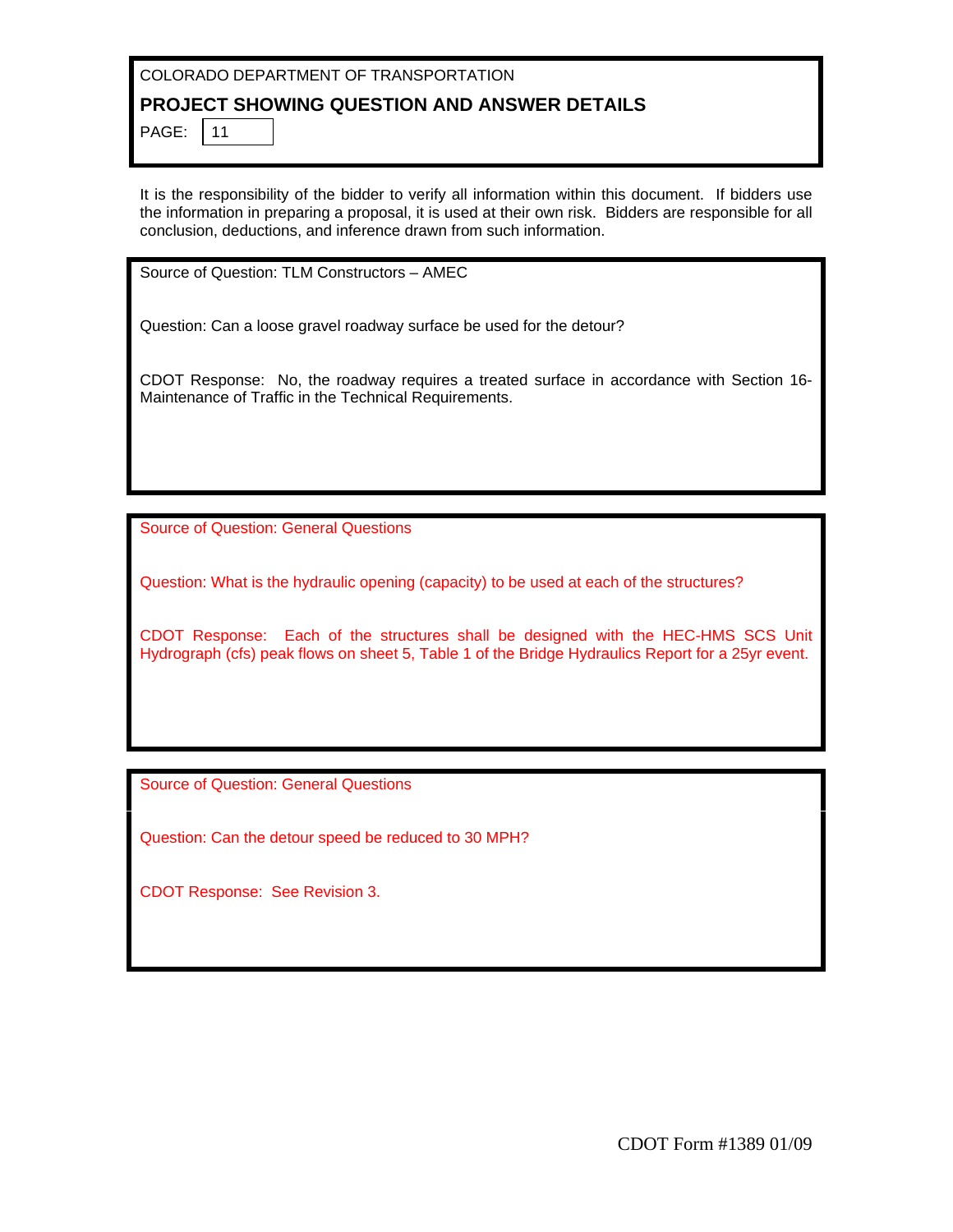COLORADO DEPARTMENT OF TRANSPORTATION

## PROJECT SHOWING QUESTION AND ANSWER DETAILS

PAGE: 11

It is the responsibility of the bidder to verify all information within this document. If bidders use the information in preparing a proposal, it is used at their own risk. Bidders are responsible for all conclusion, deductions, and inference drawn from such information.

---

Source of Question: TLM Constructors – AMEC

Question: Can a loose gravel roadway surface be used for the detour?

CDOT Response: No, the roadway requires a treated surface in accordance with Section 16- Maintenance of Traffic in the Technical Requirements.

---

Source of Question: General Questions

Question: What is the hydraulic opening (capacity) to be used at each of the structures?

CDOT Response: Each of the structures shall be designed with the HEC-HMS SCS Unit Hydrograph (cfs) peak flows on sheet 5, Table 1 of the Bridge Hydraulics Report for a 25yr event.

---

Source of Question: General Questions

Question: Can the detour speed be reduced to 30 MPH?

CDOT Response: See Revision 3.

---

CDOT Form #1389 01/09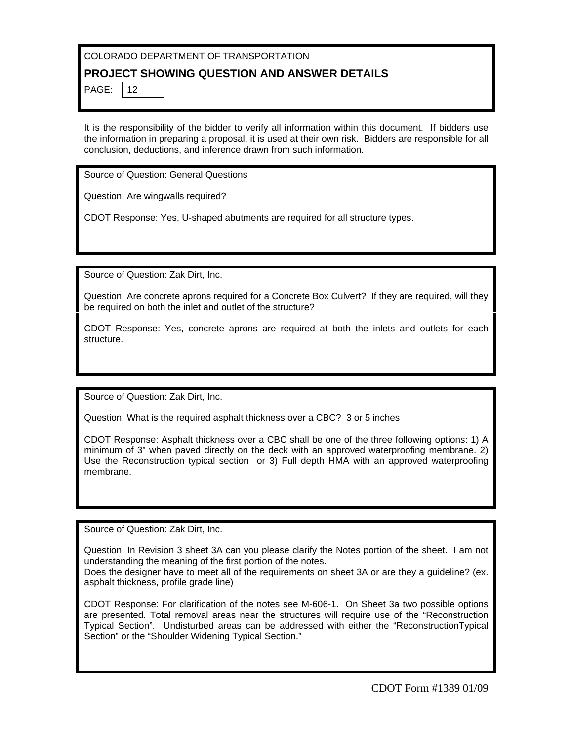COLORADO DEPARTMENT OF TRANSPORTATION

## PROJECT SHOWING QUESTION AND ANSWER DETAILS

It is the responsibility of the bidder to verify all information within this document. If bidders use the information in preparing a proposal, it is used at their own risk. Bidders are responsible for all conclusion, deductions, and inference drawn from such information.

Source of Question: General Questions

Question: Are wingwalls required?

CDOT Response: Yes, U-shaped abutments are required for all structure types.

---

Source of Question: Zak Dirt, Inc.

Question: Are concrete aprons required for a Concrete Box Culvert? If they are required, will they be required on both the inlet and outlet of the structure?

CDOT Response: Yes, concrete aprons are required at both the inlets and outlets for each structure.

---

Source of Question: Zak Dirt, Inc.

Question: What is the required asphalt thickness over a CBC? 3 or 5 inches

CDOT Response: Asphalt thickness over a CBC shall be one of the three following options: 1) A minimum of 3" when paved directly on the deck with an approved waterproofing membrane. 2) Use the Reconstruction typical section or 3) Full depth HMA with an approved waterproofing membrane.

---

Source of Question: Zak Dirt, Inc.

Question: In Revision 3 sheet 3A can you please clarify the Notes portion of the sheet. I am not understanding the meaning of the first portion of the notes.
Does the designer have to meet all of the requirements on sheet 3A or are they a guideline? (ex. asphalt thickness, profile grade line)

CDOT Response: For clarification of the notes see M-606-1. On Sheet 3a two possible options are presented. Total removal areas near the structures will require use of the "Reconstruction Typical Section". Undisturbed areas can be addressed with either the "ReconstructionTypical Section" or the "Shoulder Widening Typical Section."

CDOT Form #1389 01/09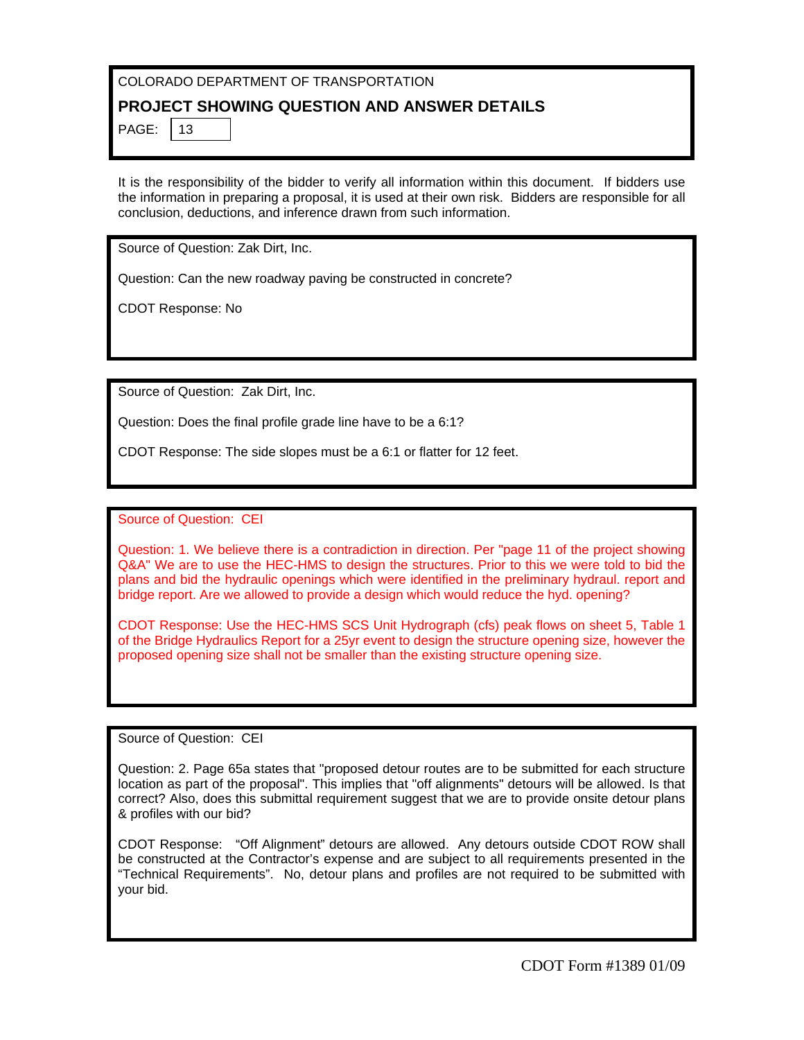COLORADO DEPARTMENT OF TRANSPORTATION

## PROJECT SHOWING QUESTION AND ANSWER DETAILS

PAGE: 13

It is the responsibility of the bidder to verify all information within this document. If bidders use the information in preparing a proposal, it is used at their own risk. Bidders are responsible for all conclusion, deductions, and inference drawn from such information.

---

Source of Question: Zak Dirt, Inc.

Question: Can the new roadway paving be constructed in concrete?

CDOT Response: No

---

Source of Question: Zak Dirt, Inc.

Question: Does the final profile grade line have to be a 6:1?

CDOT Response: The side slopes must be a 6:1 or flatter for 12 feet.

---

Source of Question: CEI

Question: 1. We believe there is a contradiction in direction. Per "page 11 of the project showing Q&A" We are to use the HEC-HMS to design the structures. Prior to this we were told to bid the plans and bid the hydraulic openings which were identified in the preliminary hydraul. report and bridge report. Are we allowed to provide a design which would reduce the hyd. opening?

CDOT Response: Use the HEC-HMS SCS Unit Hydrograph (cfs) peak flows on sheet 5, Table 1 of the Bridge Hydraulics Report for a 25yr event to design the structure opening size, however the proposed opening size shall not be smaller than the existing structure opening size.

---

Source of Question: CEI

Question: 2. Page 65a states that "proposed detour routes are to be submitted for each structure location as part of the proposal". This implies that "off alignments" detours will be allowed. Is that correct? Also, does this submittal requirement suggest that we are to provide onsite detour plans & profiles with our bid?

CDOT Response: "Off Alignment" detours are allowed. Any detours outside CDOT ROW shall be constructed at the Contractor's expense and are subject to all requirements presented in the "Technical Requirements". No, detour plans and profiles are not required to be submitted with your bid.

---

CDOT Form #1389 01/09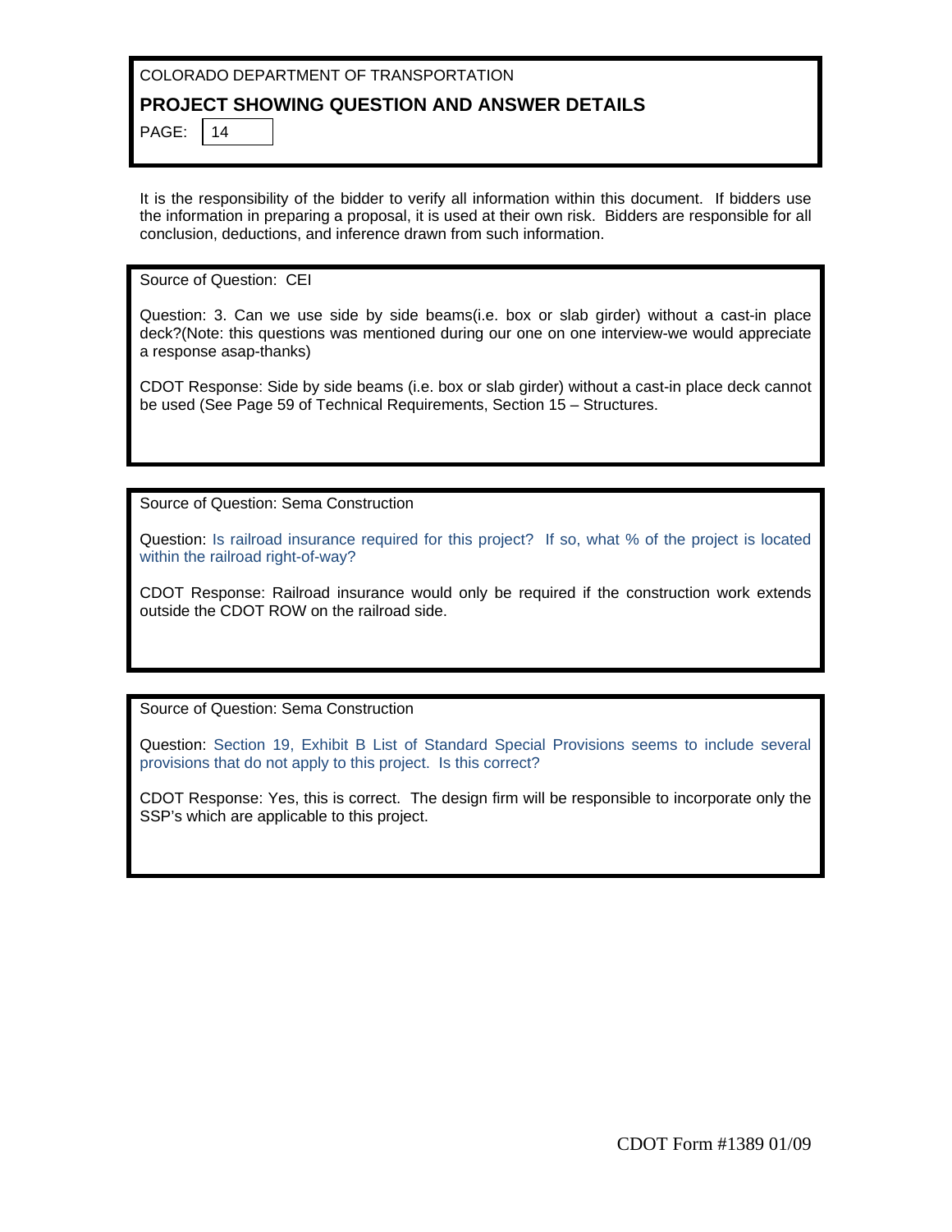COLORADO DEPARTMENT OF TRANSPORTATION

## PROJECT SHOWING QUESTION AND ANSWER DETAILS

It is the responsibility of the bidder to verify all information within this document. If bidders use the information in preparing a proposal, it is used at their own risk. Bidders are responsible for all conclusion, deductions, and inference drawn from such information.

---

Source of Question: CEI

Question: 3. Can we use side by side beams(i.e. box or slab girder) without a cast-in place deck?(Note: this questions was mentioned during our one on one interview-we would appreciate a response asap-thanks)

CDOT Response: Side by side beams (i.e. box or slab girder) without a cast-in place deck cannot be used (See Page 59 of Technical Requirements, Section 15 – Structures.

---

Source of Question: Sema Construction

Question: Is railroad insurance required for this project? If so, what % of the project is located within the railroad right-of-way?

CDOT Response: Railroad insurance would only be required if the construction work extends outside the CDOT ROW on the railroad side.

---

Source of Question: Sema Construction

Question: Section 19, Exhibit B List of Standard Special Provisions seems to include several provisions that do not apply to this project. Is this correct?

CDOT Response: Yes, this is correct. The design firm will be responsible to incorporate only the SSP's which are applicable to this project.

CDOT Form #1389 01/09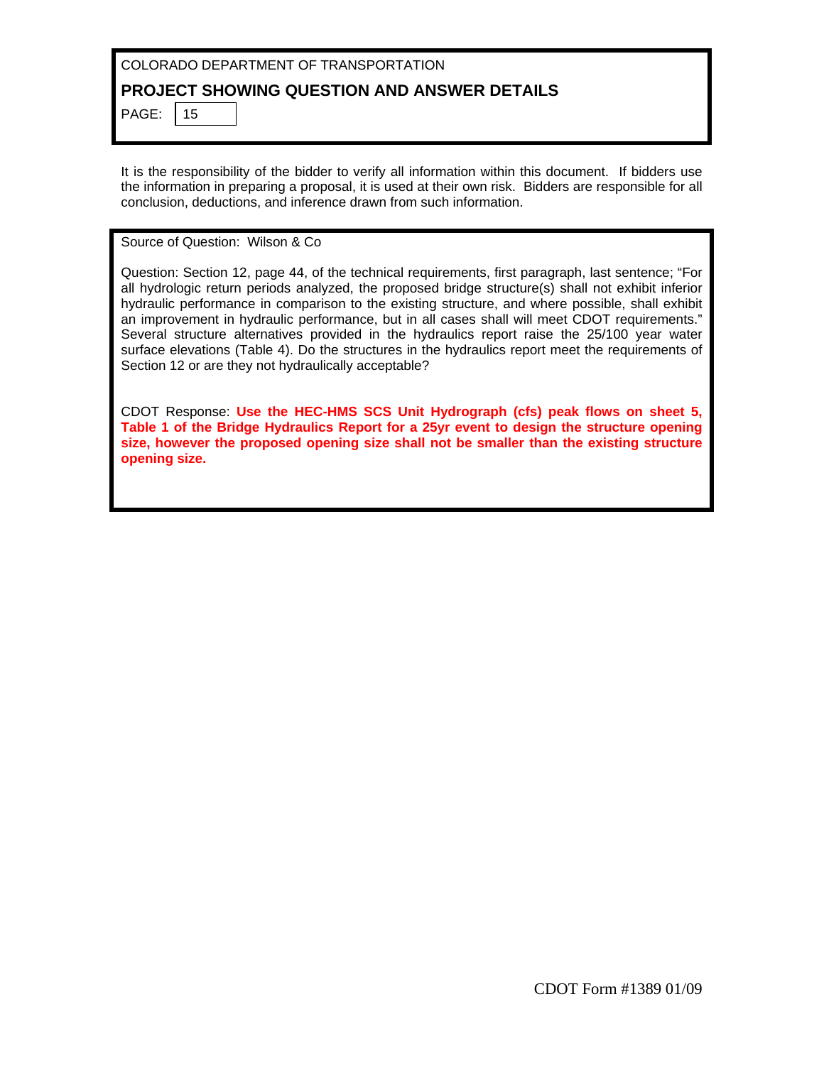COLORADO DEPARTMENT OF TRANSPORTATION

## PROJECT SHOWING QUESTION AND ANSWER DETAILS

PAGE: 15

It is the responsibility of the bidder to verify all information within this document. If bidders use the information in preparing a proposal, it is used at their own risk. Bidders are responsible for all conclusion, deductions, and inference drawn from such information.

Source of Question: Wilson & Co

Question: Section 12, page 44, of the technical requirements, first paragraph, last sentence; "For all hydrologic return periods analyzed, the proposed bridge structure(s) shall not exhibit inferior hydraulic performance in comparison to the existing structure, and where possible, shall exhibit an improvement in hydraulic performance, but in all cases shall will meet CDOT requirements." Several structure alternatives provided in the hydraulics report raise the 25/100 year water surface elevations (Table 4). Do the structures in the hydraulics report meet the requirements of Section 12 or are they not hydraulically acceptable?

CDOT Response: **Use the HEC-HMS SCS Unit Hydrograph (cfs) peak flows on sheet 5, Table 1 of the Bridge Hydraulics Report for a 25yr event to design the structure opening size, however the proposed opening size shall not be smaller than the existing structure opening size.**

CDOT Form #1389 01/09